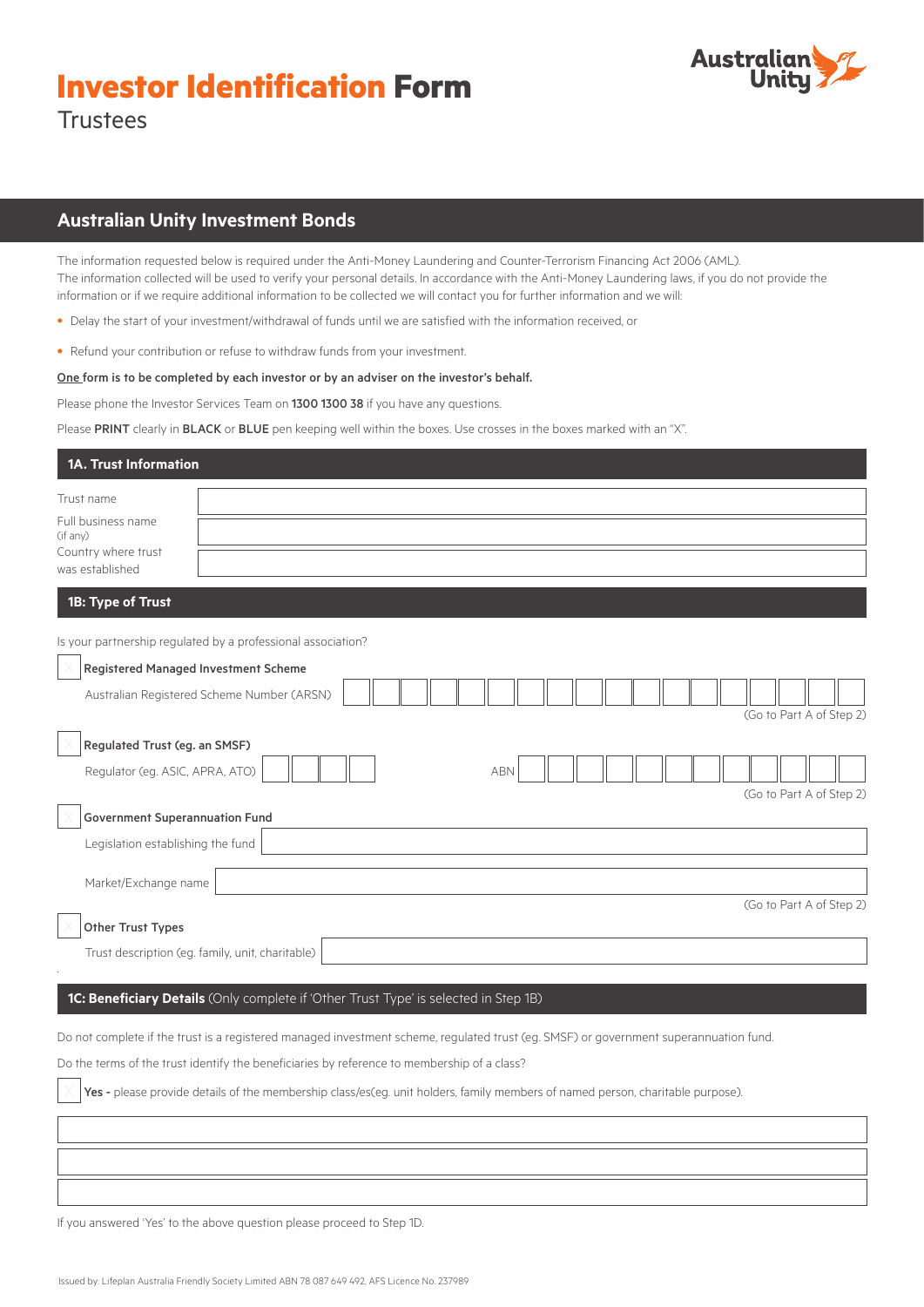# Investor Identification Form

Trustees

## Australian Unity Investment Bonds

The information requested below is required under the Anti-Money Laundering and Counter-Terrorism Financing Act 2006 (AML). The information collected will be used to verify your personal details. In accordance with the Anti-Money Laundering laws, if you do not provide the information or if we require additional information to be collected we will contact you for further information and we will:

- Delay the start of your investment/withdrawal of funds until we are satisfied with the information received, or
- Refund your contribution or refuse to withdraw funds from your investment.

**One form is to be completed by each investor or by an adviser on the investor's behalf.**

Please phone the Investor Services Team on **1300 1300 38** if you have any questions.

Please **PRINT** clearly in **BLACK** or **BLUE** pen keeping well within the boxes. Use crosses in the boxes marked with an "X".

### 1A. Trust Information

Trust name

Full business name (if any)

Country where trust was established

### 1B: Type of Trust

Is your partnership regulated by a professional association?

☐ **Registered Managed Investment Scheme**

Australian Registered Scheme Number (ARSN)

(Go to Part A of Step 2)

☐ **Regulated Trust (eg. an SMSF)**

Regulator (eg. ASIC, APRA, ATO) ABN

(Go to Part A of Step 2)

☐ **Government Superannuation Fund**

Legislation establishing the fund

Market/Exchange name

(Go to Part A of Step 2)

☐ **Other Trust Types**

Trust description (eg. family, unit, charitable)

### 1C: Beneficiary Details (Only complete if 'Other Trust Type' is selected in Step 1B)

Do not complete if the trust is a registered managed investment scheme, regulated trust (eg. SMSF) or government superannuation fund.

Do the terms of the trust identify the beneficiaries by reference to membership of a class?

☐ **Yes -** please provide details of the membership class/es(eg. unit holders, family members of named person, charitable purpose).

If you answered 'Yes' to the above question please proceed to Step 1D.

Issued by: Lifeplan Australia Friendly Society Limited ABN 78 087 649 492, AFS Licence No. 237989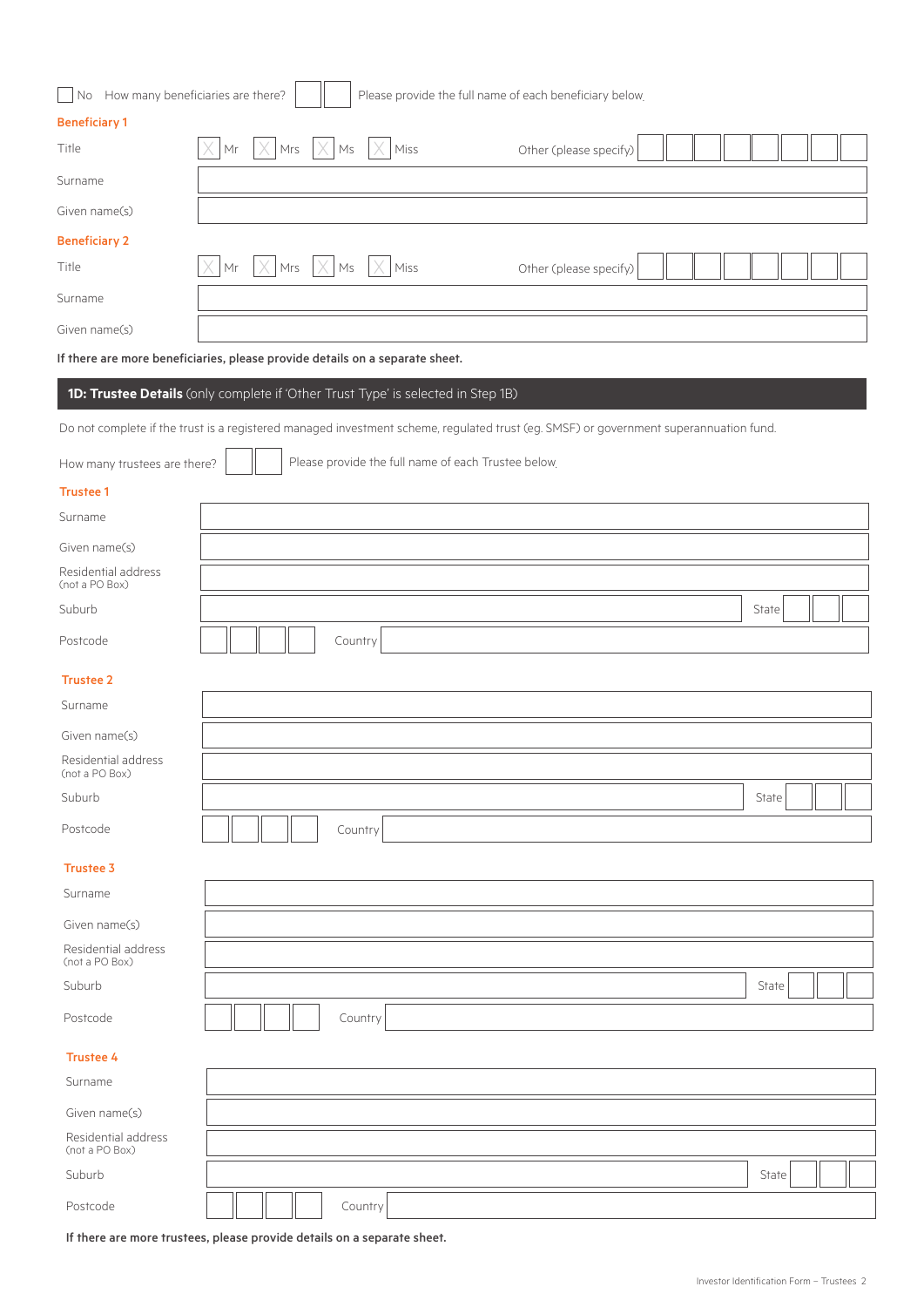☐ No How many beneficiaries are there? ☐☐ Please provide the full name of each beneficiary below.

**Beneficiary 1**

| | |
|---|---|
| Title | ☐ Mr ☐ Mrs ☐ Ms ☐ Miss Other (please specify) |
| Surname | |
| Given name(s) | |

**Beneficiary 2**

| | |
|---|---|
| Title | ☐ Mr ☐ Mrs ☐ Ms ☐ Miss Other (please specify) |
| Surname | |
| Given name(s) | |

**If there are more beneficiaries, please provide details on a separate sheet.**

## 1D: Trustee Details (only complete if 'Other Trust Type' is selected in Step 1B)

Do not complete if the trust is a registered managed investment scheme, regulated trust (eg. SMSF) or government superannuation fund.

How many trustees are there? ☐☐ Please provide the full name of each Trustee below.

**Trustee 1**

| | |
|---|---|
| Surname | |
| Given name(s) | |
| Residential address (not a PO Box) | |
| Suburb | State |
| Postcode | Country |

**Trustee 2**

| | |
|---|---|
| Surname | |
| Given name(s) | |
| Residential address (not a PO Box) | |
| Suburb | State |
| Postcode | Country |

**Trustee 3**

| | |
|---|---|
| Surname | |
| Given name(s) | |
| Residential address (not a PO Box) | |
| Suburb | State |
| Postcode | Country |

**Trustee 4**

| | |
|---|---|
| Surname | |
| Given name(s) | |
| Residential address (not a PO Box) | |
| Suburb | State |
| Postcode | Country |

**If there are more trustees, please provide details on a separate sheet.**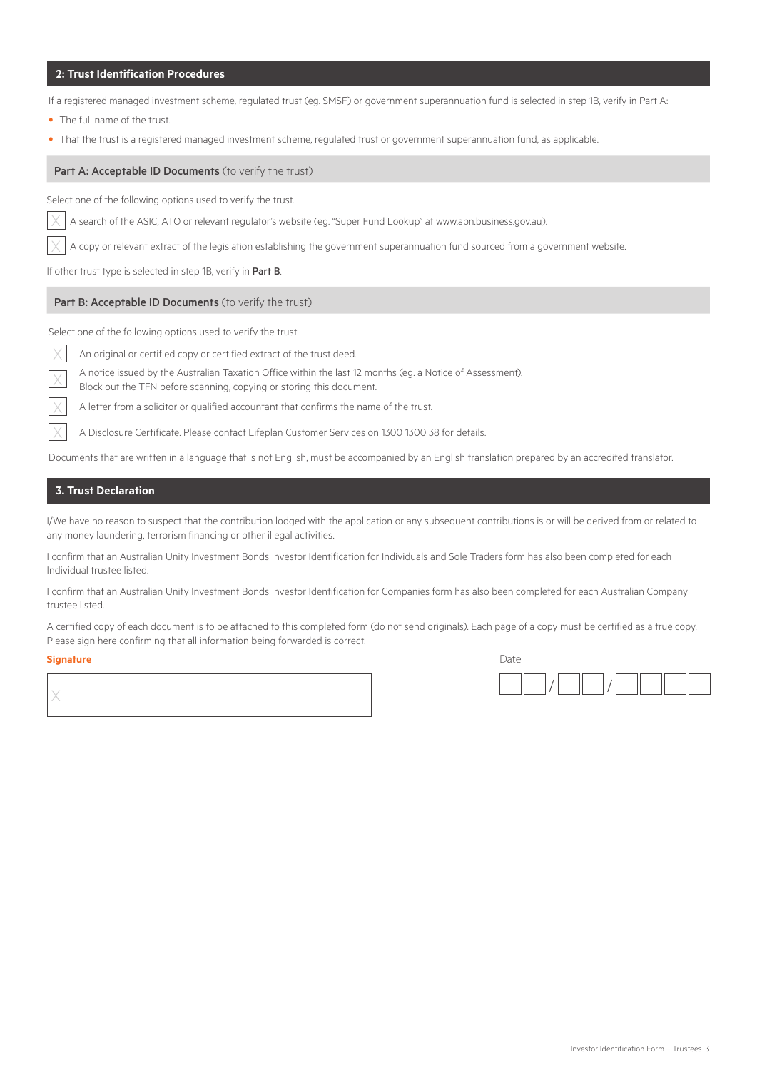## 2: Trust Identification Procedures

If a registered managed investment scheme, regulated trust (eg. SMSF) or government superannuation fund is selected in step 1B, verify in Part A:

- The full name of the trust.
- That the trust is a registered managed investment scheme, regulated trust or government superannuation fund, as applicable.

### Part A: Acceptable ID Documents (to verify the trust)

Select one of the following options used to verify the trust.

- ☐ A search of the ASIC, ATO or relevant regulator's website (eg. "Super Fund Lookup" at www.abn.business.gov.au).
- ☐ A copy or relevant extract of the legislation establishing the government superannuation fund sourced from a government website.

If other trust type is selected in step 1B, verify in **Part B**.

### Part B: Acceptable ID Documents (to verify the trust)

Select one of the following options used to verify the trust.

- ☐ An original or certified copy or certified extract of the trust deed.
- ☐ A notice issued by the Australian Taxation Office within the last 12 months (eg. a Notice of Assessment). Block out the TFN before scanning, copying or storing this document.
- ☐ A letter from a solicitor or qualified accountant that confirms the name of the trust.
- ☐ A Disclosure Certificate. Please contact Lifeplan Customer Services on 1300 1300 38 for details.

Documents that are written in a language that is not English, must be accompanied by an English translation prepared by an accredited translator.

## 3. Trust Declaration

I/We have no reason to suspect that the contribution lodged with the application or any subsequent contributions is or will be derived from or related to any money laundering, terrorism financing or other illegal activities.

I confirm that an Australian Unity Investment Bonds Investor Identification for Individuals and Sole Traders form has also been completed for each Individual trustee listed.

I confirm that an Australian Unity Investment Bonds Investor Identification for Companies form has also been completed for each Australian Company trustee listed.

A certified copy of each document is to be attached to this completed form (do not send originals). Each page of a copy must be certified as a true copy. Please sign here confirming that all information being forwarded is correct.

**Signature**

X ______________________________

Date

__ __ / __ __ / __ __ __ __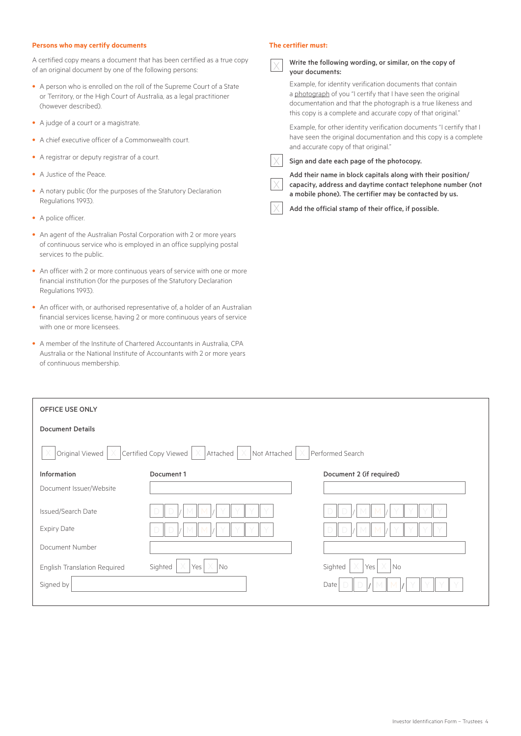## Persons who may certify documents

A certified copy means a document that has been certified as a true copy of an original document by one of the following persons:

- A person who is enrolled on the roll of the Supreme Court of a State or Territory, or the High Court of Australia, as a legal practitioner (however described).
- A judge of a court or a magistrate.
- A chief executive officer of a Commonwealth court.
- A registrar or deputy registrar of a court.
- A Justice of the Peace.
- A notary public (for the purposes of the Statutory Declaration Regulations 1993).
- A police officer.
- An agent of the Australian Postal Corporation with 2 or more years of continuous service who is employed in an office supplying postal services to the public.
- An officer with 2 or more continuous years of service with one or more financial institution (for the purposes of the Statutory Declaration Regulations 1993).
- An officer with, or authorised representative of, a holder of an Australian financial services license, having 2 or more continuous years of service with one or more licensees.
- A member of the Institute of Chartered Accountants in Australia, CPA Australia or the National Institute of Accountants with 2 or more years of continuous membership.

## The certifier must:

☐ **Write the following wording, or similar, on the copy of your documents:**

Example, for identity verification documents that contain a photograph of you "I certify that I have seen the original documentation and that the photograph is a true likeness and this copy is a complete and accurate copy of that original."

Example, for other identity verification documents "I certify that I have seen the original documentation and this copy is a complete and accurate copy of that original."

☐ **Sign and date each page of the photocopy.**

☐ **Add their name in block capitals along with their position/capacity, address and daytime contact telephone number (not a mobile phone). The certifier may be contacted by us.**

☐ **Add the official stamp of their office, if possible.**

---

**OFFICE USE ONLY**

**Document Details**

☐ Original Viewed ☐ Certified Copy Viewed ☐ Attached ☐ Not Attached ☐ Performed Search

| **Information** | **Document 1** | **Document 2 (if required)** |
| --- | --- | --- |
| Document Issuer/Website | | |
| Issued/Search Date | DD/MM/YYYY | DD/MM/YYYY |
| Expiry Date | DD/MM/YYYY | DD/MM/YYYY |
| Document Number | | |
| English Translation Required | Sighted ☐ Yes ☐ No | Sighted ☐ Yes ☐ No |

Signed by ____________________ Date DD/MM/YYYY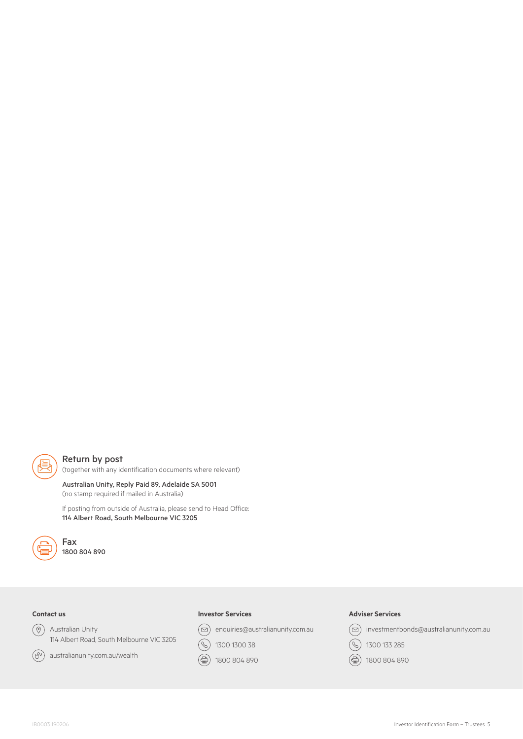## Return by post

(together with any identification documents where relevant)

**Australian Unity, Reply Paid 89, Adelaide SA 5001**
(no stamp required if mailed in Australia)

If posting from outside of Australia, please send to Head Office:
**114 Albert Road, South Melbourne VIC 3205**

## Fax

**1800 804 890**

**Contact us**

Australian Unity
114 Albert Road, South Melbourne VIC 3205

australianunity.com.au/wealth

**Investor Services**

enquiries@australianunity.com.au

1300 1300 38

1800 804 890

**Adviser Services**

investmentbonds@australianunity.com.au

1300 133 285

1800 804 890

IB0003 190206